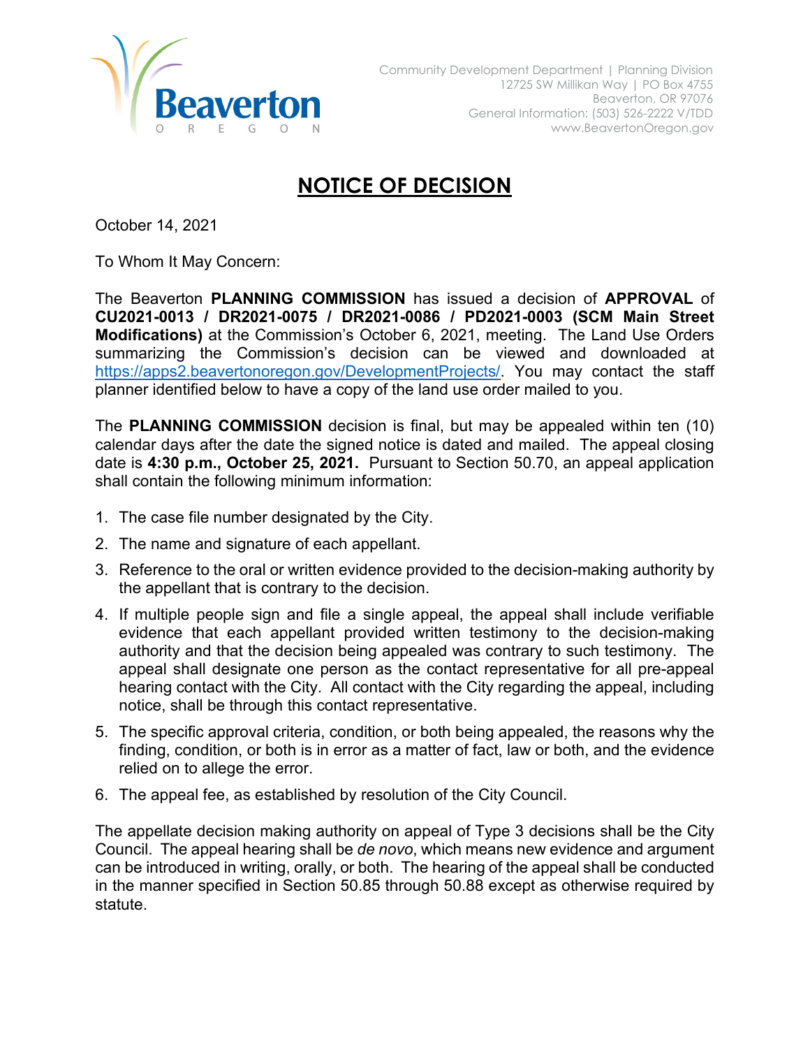Beaverton
OREGON

Community Development Department | Planning Division
12725 SW Millikan Way | PO Box 4755
Beaverton, OR 97076
General Information: (503) 526-2222 V/TDD
www.BeavertonOregon.gov

# NOTICE OF DECISION

October 14, 2021

To Whom It May Concern:

The Beaverton **PLANNING COMMISSION** has issued a decision of **APPROVAL** of **CU2021-0013 / DR2021-0075 / DR2021-0086 / PD2021-0003 (SCM Main Street Modifications)** at the Commission's October 6, 2021, meeting. The Land Use Orders summarizing the Commission's decision can be viewed and downloaded at [https://apps2.beavertonoregon.gov/DevelopmentProjects/](https://apps2.beavertonoregon.gov/DevelopmentProjects/). You may contact the staff planner identified below to have a copy of the land use order mailed to you.

The **PLANNING COMMISSION** decision is final, but may be appealed within ten (10) calendar days after the date the signed notice is dated and mailed. The appeal closing date is **4:30 p.m., October 25, 2021.** Pursuant to Section 50.70, an appeal application shall contain the following minimum information:

1. The case file number designated by the City.
2. The name and signature of each appellant.
3. Reference to the oral or written evidence provided to the decision-making authority by the appellant that is contrary to the decision.
4. If multiple people sign and file a single appeal, the appeal shall include verifiable evidence that each appellant provided written testimony to the decision-making authority and that the decision being appealed was contrary to such testimony. The appeal shall designate one person as the contact representative for all pre-appeal hearing contact with the City. All contact with the City regarding the appeal, including notice, shall be through this contact representative.
5. The specific approval criteria, condition, or both being appealed, the reasons why the finding, condition, or both is in error as a matter of fact, law or both, and the evidence relied on to allege the error.
6. The appeal fee, as established by resolution of the City Council.

The appellate decision making authority on appeal of Type 3 decisions shall be the City Council. The appeal hearing shall be *de novo*, which means new evidence and argument can be introduced in writing, orally, or both. The hearing of the appeal shall be conducted in the manner specified in Section 50.85 through 50.88 except as otherwise required by statute.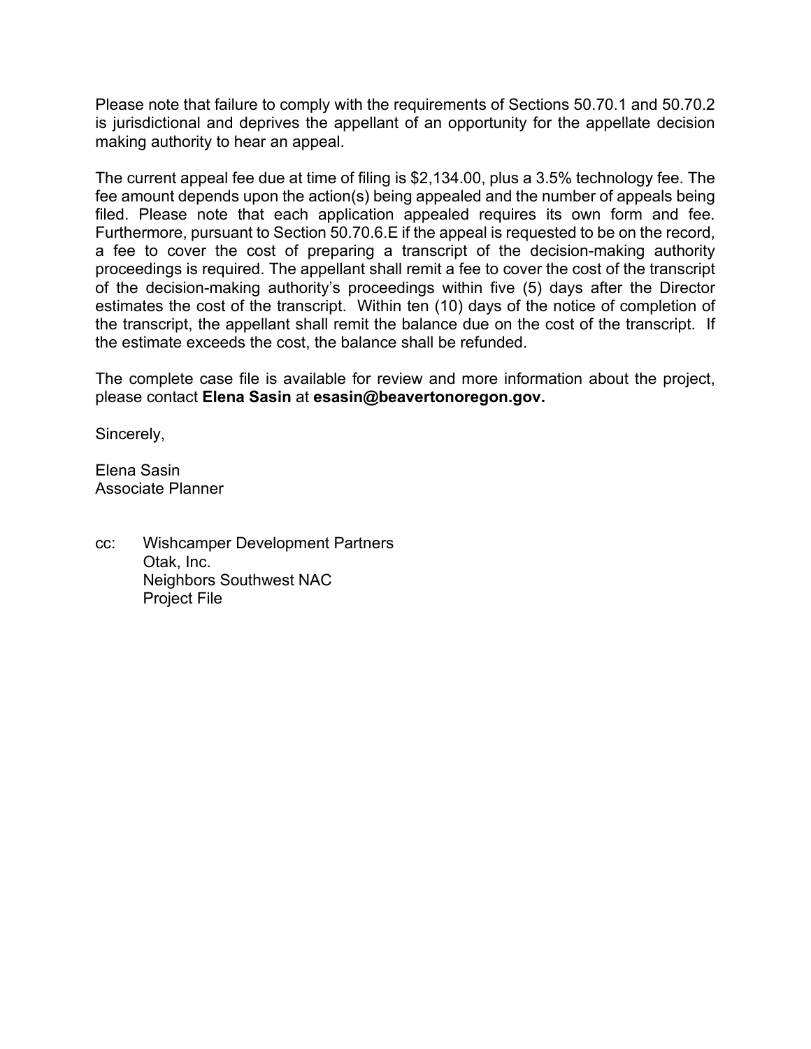Please note that failure to comply with the requirements of Sections 50.70.1 and 50.70.2 is jurisdictional and deprives the appellant of an opportunity for the appellate decision making authority to hear an appeal.

The current appeal fee due at time of filing is $2,134.00, plus a 3.5% technology fee. The fee amount depends upon the action(s) being appealed and the number of appeals being filed. Please note that each application appealed requires its own form and fee. Furthermore, pursuant to Section 50.70.6.E if the appeal is requested to be on the record, a fee to cover the cost of preparing a transcript of the decision-making authority proceedings is required. The appellant shall remit a fee to cover the cost of the transcript of the decision-making authority's proceedings within five (5) days after the Director estimates the cost of the transcript. Within ten (10) days of the notice of completion of the transcript, the appellant shall remit the balance due on the cost of the transcript. If the estimate exceeds the cost, the balance shall be refunded.

The complete case file is available for review and more information about the project, please contact **Elena Sasin** at **esasin@beavertonoregon.gov.**

Sincerely,

Elena Sasin
Associate Planner

cc: Wishcamper Development Partners
Otak, Inc.
Neighbors Southwest NAC
Project File